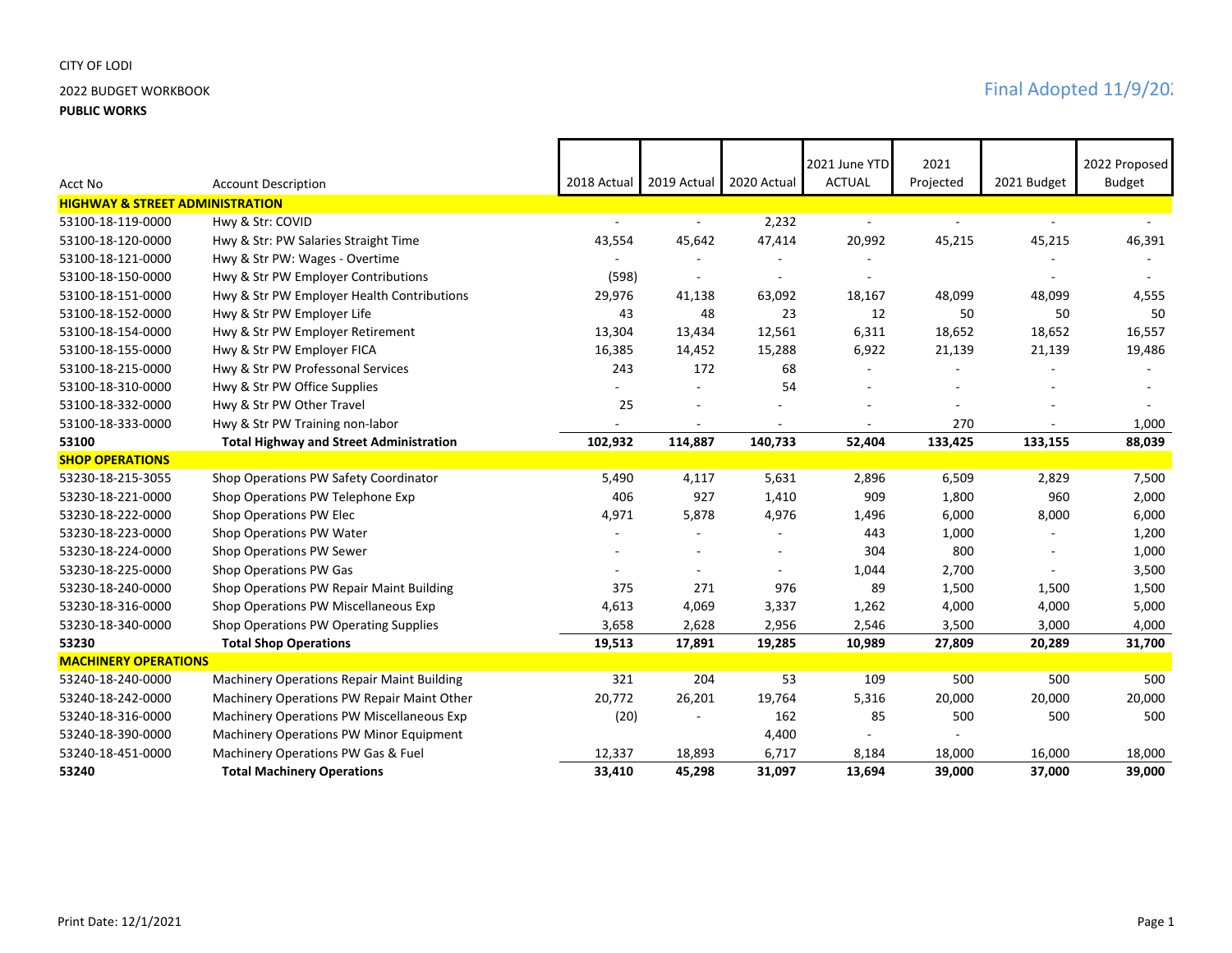CITY OF LODI

2022 BUDGET WORKBOOK

**PUBLIC WORKS**

Final Adopted 11/9/202

| Acct No | Account Description | 2018 Actual | 2019 Actual | 2020 Actual | 2021 June YTD ACTUAL | 2021 Projected | 2021 Budget | 2022 Proposed Budget |
|---|---|---|---|---|---|---|---|---|
| **HIGHWAY & STREET ADMINISTRATION** | | | | | | | | |
| 53100-18-119-0000 | Hwy & Str: COVID | - | - | 2,232 | - | - | - | - |
| 53100-18-120-0000 | Hwy & Str: PW Salaries Straight Time | 43,554 | 45,642 | 47,414 | 20,992 | 45,215 | 45,215 | 46,391 |
| 53100-18-121-0000 | Hwy & Str PW: Wages - Overtime | - | - | - | - | | - | - |
| 53100-18-150-0000 | Hwy & Str PW Employer Contributions | (598) | - | - | - | | - | - |
| 53100-18-151-0000 | Hwy & Str PW Employer Health Contributions | 29,976 | 41,138 | 63,092 | 18,167 | 48,099 | 48,099 | 4,555 |
| 53100-18-152-0000 | Hwy & Str PW Employer Life | 43 | 48 | 23 | 12 | 50 | 50 | 50 |
| 53100-18-154-0000 | Hwy & Str PW Employer Retirement | 13,304 | 13,434 | 12,561 | 6,311 | 18,652 | 18,652 | 16,557 |
| 53100-18-155-0000 | Hwy & Str PW Employer FICA | 16,385 | 14,452 | 15,288 | 6,922 | 21,139 | 21,139 | 19,486 |
| 53100-18-215-0000 | Hwy & Str PW Professonal Services | 243 | 172 | 68 | - | - | - | - |
| 53100-18-310-0000 | Hwy & Str PW Office Supplies | - | - | 54 | - | - | - | - |
| 53100-18-332-0000 | Hwy & Str PW Other Travel | 25 | - | - | - | - | - | - |
| 53100-18-333-0000 | Hwy & Str PW Training non-labor | - | - | - | - | 270 | - | 1,000 |
| **53100** | **Total Highway and Street Administration** | **102,932** | **114,887** | **140,733** | **52,404** | **133,425** | **133,155** | **88,039** |
| **SHOP OPERATIONS** | | | | | | | | |
| 53230-18-215-3055 | Shop Operations PW Safety Coordinator | 5,490 | 4,117 | 5,631 | 2,896 | 6,509 | 2,829 | 7,500 |
| 53230-18-221-0000 | Shop Operations PW Telephone Exp | 406 | 927 | 1,410 | 909 | 1,800 | 960 | 2,000 |
| 53230-18-222-0000 | Shop Operations PW Elec | 4,971 | 5,878 | 4,976 | 1,496 | 6,000 | 8,000 | 6,000 |
| 53230-18-223-0000 | Shop Operations PW Water | - | - | - | 443 | 1,000 | - | 1,200 |
| 53230-18-224-0000 | Shop Operations PW Sewer | - | - | - | 304 | 800 | - | 1,000 |
| 53230-18-225-0000 | Shop Operations PW Gas | - | - | - | 1,044 | 2,700 | - | 3,500 |
| 53230-18-240-0000 | Shop Operations PW Repair Maint Building | 375 | 271 | 976 | 89 | 1,500 | 1,500 | 1,500 |
| 53230-18-316-0000 | Shop Operations PW Miscellaneous Exp | 4,613 | 4,069 | 3,337 | 1,262 | 4,000 | 4,000 | 5,000 |
| 53230-18-340-0000 | Shop Operations PW Operating Supplies | 3,658 | 2,628 | 2,956 | 2,546 | 3,500 | 3,000 | 4,000 |
| **53230** | **Total Shop Operations** | **19,513** | **17,891** | **19,285** | **10,989** | **27,809** | **20,289** | **31,700** |
| **MACHINERY OPERATIONS** | | | | | | | | |
| 53240-18-240-0000 | Machinery Operations Repair Maint Building | 321 | 204 | 53 | 109 | 500 | 500 | 500 |
| 53240-18-242-0000 | Machinery Operations PW Repair Maint Other | 20,772 | 26,201 | 19,764 | 5,316 | 20,000 | 20,000 | 20,000 |
| 53240-18-316-0000 | Machinery Operations PW Miscellaneous Exp | (20) | - | 162 | 85 | 500 | 500 | 500 |
| 53240-18-390-0000 | Machinery Operations PW Minor Equipment | | | 4,400 | - | - | | |
| 53240-18-451-0000 | Machinery Operations PW Gas & Fuel | 12,337 | 18,893 | 6,717 | 8,184 | 18,000 | 16,000 | 18,000 |
| **53240** | **Total Machinery Operations** | **33,410** | **45,298** | **31,097** | **13,694** | **39,000** | **37,000** | **39,000** |

Print Date: 12/1/2021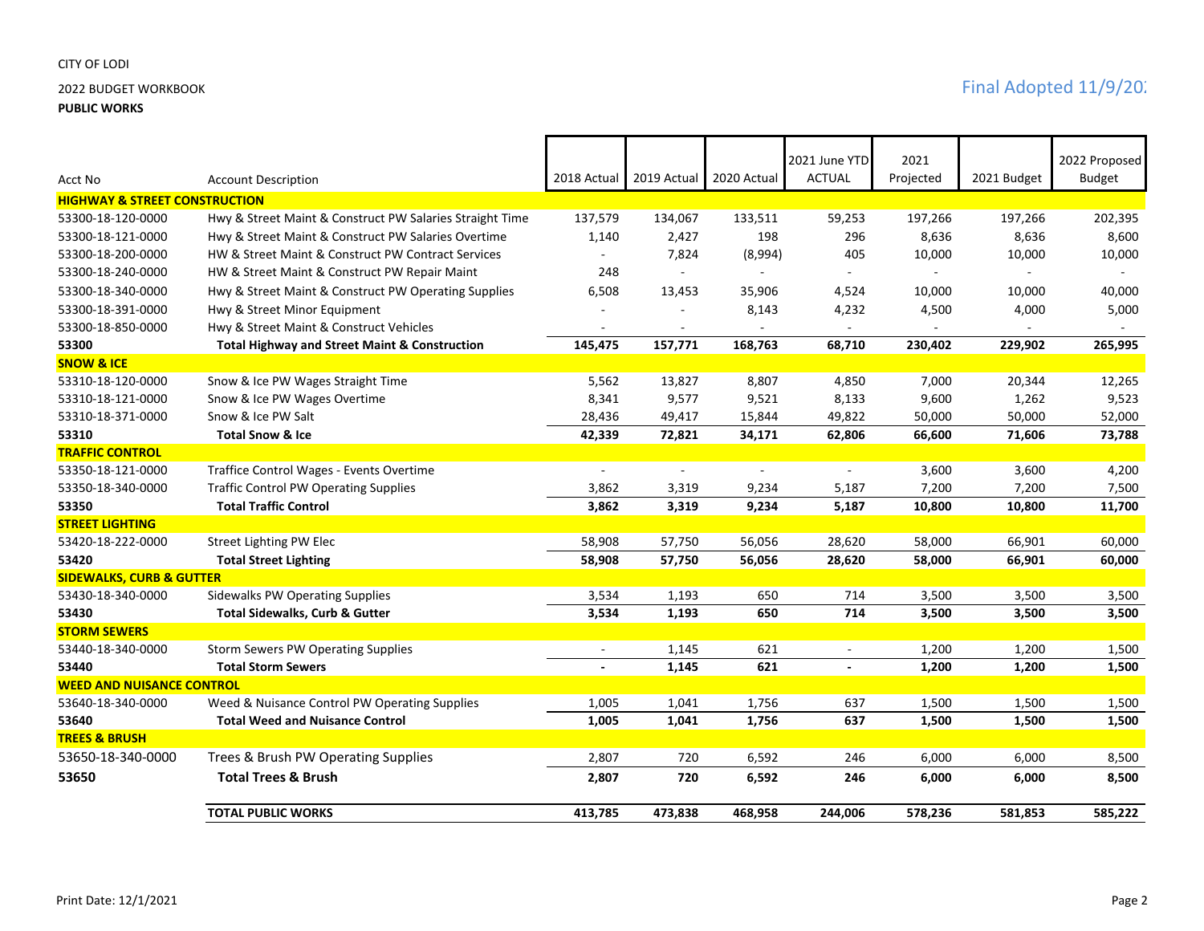CITY OF LODI

2022 BUDGET WORKBOOK

**PUBLIC WORKS**

Final Adopted 11/9/20.

| Acct No | Account Description | 2018 Actual | 2019 Actual | 2020 Actual | 2021 June YTD ACTUAL | 2021 Projected | 2021 Budget | 2022 Proposed Budget |
|---|---|---|---|---|---|---|---|---|
| **HIGHWAY & STREET CONSTRUCTION** | | | | | | | | |
| 53300-18-120-0000 | Hwy & Street Maint & Construct PW Salaries Straight Time | 137,579 | 134,067 | 133,511 | 59,253 | 197,266 | 197,266 | 202,395 |
| 53300-18-121-0000 | Hwy & Street Maint & Construct PW Salaries Overtime | 1,140 | 2,427 | 198 | 296 | 8,636 | 8,636 | 8,600 |
| 53300-18-200-0000 | HW & Street Maint & Construct PW Contract Services | - | 7,824 | (8,994) | 405 | 10,000 | 10,000 | 10,000 |
| 53300-18-240-0000 | HW & Street Maint & Construct PW Repair Maint | 248 | - | - | - | - | - | - |
| 53300-18-340-0000 | Hwy & Street Maint & Construct PW Operating Supplies | 6,508 | 13,453 | 35,906 | 4,524 | 10,000 | 10,000 | 40,000 |
| 53300-18-391-0000 | Hwy & Street Minor Equipment | - | - | 8,143 | 4,232 | 4,500 | 4,000 | 5,000 |
| 53300-18-850-0000 | Hwy & Street Maint & Construct Vehicles | - | - | - | - | - | - | - |
| **53300** | **Total Highway and Street Maint & Construction** | **145,475** | **157,771** | **168,763** | **68,710** | **230,402** | **229,902** | **265,995** |
| **SNOW & ICE** | | | | | | | | |
| 53310-18-120-0000 | Snow & Ice PW Wages Straight Time | 5,562 | 13,827 | 8,807 | 4,850 | 7,000 | 20,344 | 12,265 |
| 53310-18-121-0000 | Snow & Ice PW Wages Overtime | 8,341 | 9,577 | 9,521 | 8,133 | 9,600 | 1,262 | 9,523 |
| 53310-18-371-0000 | Snow & Ice PW Salt | 28,436 | 49,417 | 15,844 | 49,822 | 50,000 | 50,000 | 52,000 |
| **53310** | **Total Snow & Ice** | **42,339** | **72,821** | **34,171** | **62,806** | **66,600** | **71,606** | **73,788** |
| **TRAFFIC CONTROL** | | | | | | | | |
| 53350-18-121-0000 | Traffice Control Wages - Events Overtime | - | - | - | - | 3,600 | 3,600 | 4,200 |
| 53350-18-340-0000 | Traffic Control PW Operating Supplies | 3,862 | 3,319 | 9,234 | 5,187 | 7,200 | 7,200 | 7,500 |
| **53350** | **Total Traffic Control** | **3,862** | **3,319** | **9,234** | **5,187** | **10,800** | **10,800** | **11,700** |
| **STREET LIGHTING** | | | | | | | | |
| 53420-18-222-0000 | Street Lighting PW Elec | 58,908 | 57,750 | 56,056 | 28,620 | 58,000 | 66,901 | 60,000 |
| **53420** | **Total Street Lighting** | **58,908** | **57,750** | **56,056** | **28,620** | **58,000** | **66,901** | **60,000** |
| **SIDEWALKS, CURB & GUTTER** | | | | | | | | |
| 53430-18-340-0000 | Sidewalks PW Operating Supplies | 3,534 | 1,193 | 650 | 714 | 3,500 | 3,500 | 3,500 |
| **53430** | **Total Sidewalks, Curb & Gutter** | **3,534** | **1,193** | **650** | **714** | **3,500** | **3,500** | **3,500** |
| **STORM SEWERS** | | | | | | | | |
| 53440-18-340-0000 | Storm Sewers PW Operating Supplies | - | 1,145 | 621 | - | 1,200 | 1,200 | 1,500 |
| **53440** | **Total Storm Sewers** | **-** | **1,145** | **621** | **-** | **1,200** | **1,200** | **1,500** |
| **WEED AND NUISANCE CONTROL** | | | | | | | | |
| 53640-18-340-0000 | Weed & Nuisance Control PW Operating Supplies | 1,005 | 1,041 | 1,756 | 637 | 1,500 | 1,500 | 1,500 |
| **53640** | **Total Weed and Nuisance Control** | **1,005** | **1,041** | **1,756** | **637** | **1,500** | **1,500** | **1,500** |
| **TREES & BRUSH** | | | | | | | | |
| 53650-18-340-0000 | Trees & Brush PW Operating Supplies | 2,807 | 720 | 6,592 | 246 | 6,000 | 6,000 | 8,500 |
| **53650** | **Total Trees & Brush** | **2,807** | **720** | **6,592** | **246** | **6,000** | **6,000** | **8,500** |
| | **TOTAL PUBLIC WORKS** | **413,785** | **473,838** | **468,958** | **244,006** | **578,236** | **581,853** | **585,222** |

Print Date: 12/1/2021